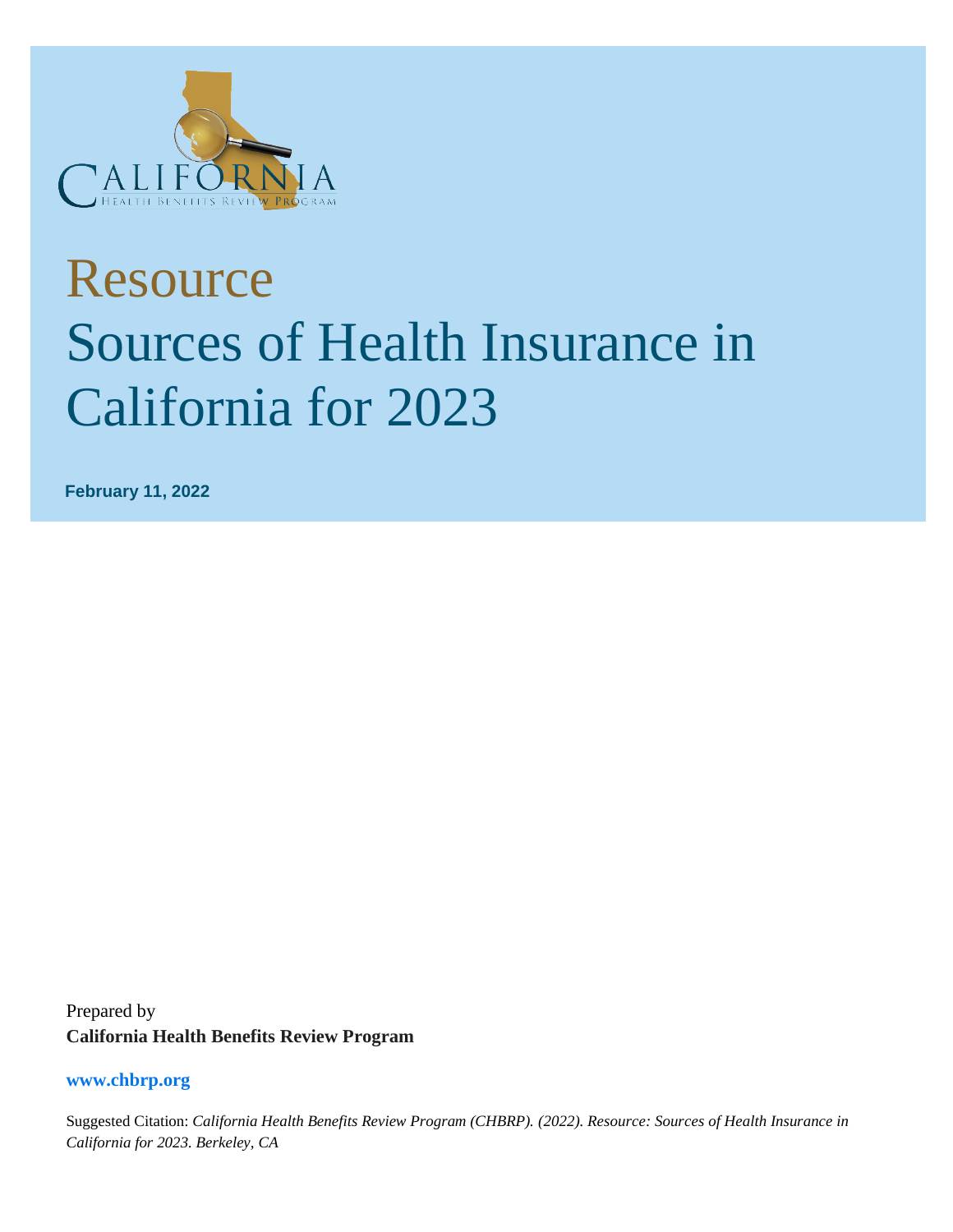# Resource

# Sources of Health Insurance in California for 2023

**February 11, 2022**

Prepared by

**California Health Benefits Review Program**

**www.chbrp.org**

Suggested Citation: *California Health Benefits Review Program (CHBRP). (2022). Resource: Sources of Health Insurance in California for 2023. Berkeley, CA*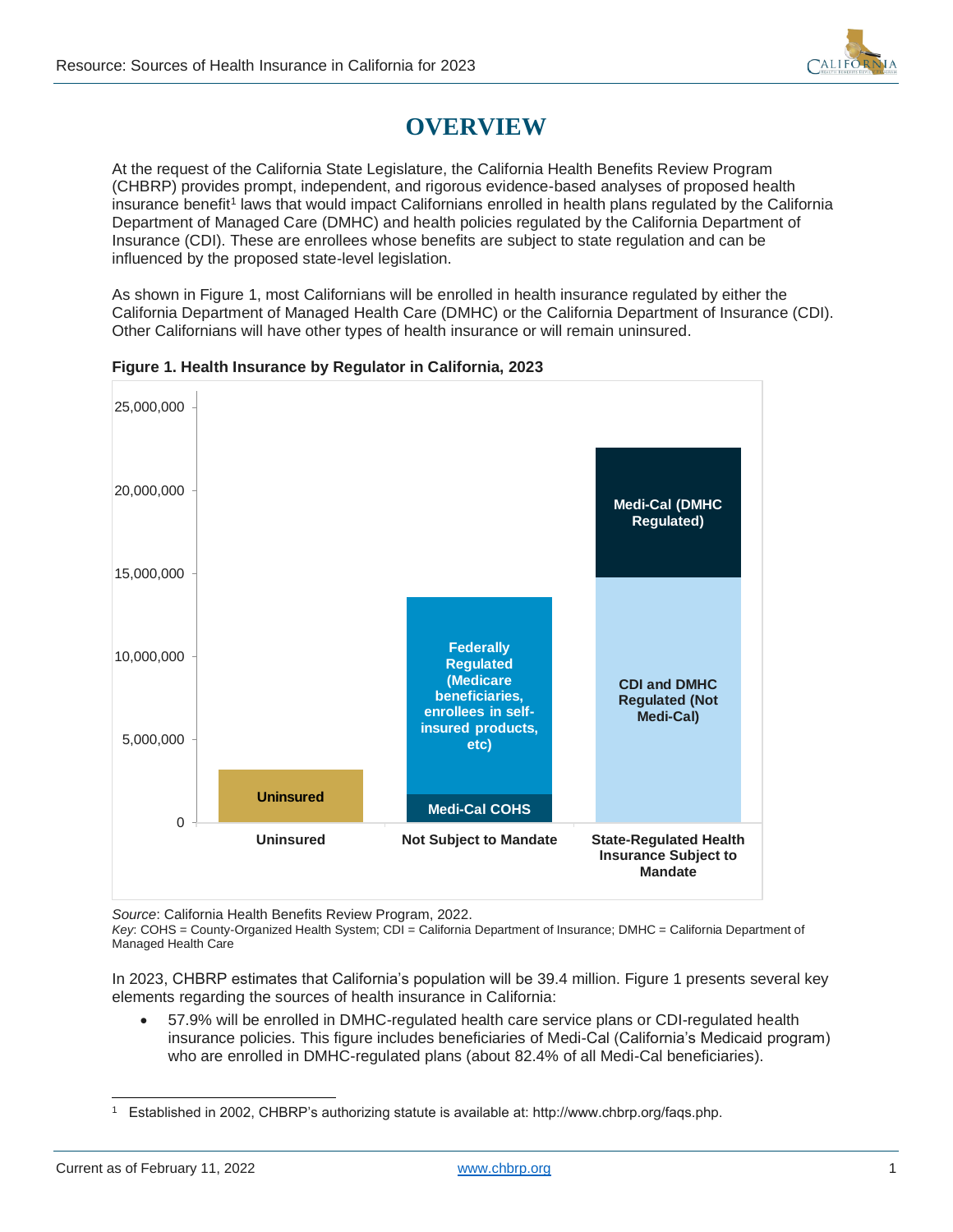# OVERVIEW

At the request of the California State Legislature, the California Health Benefits Review Program (CHBRP) provides prompt, independent, and rigorous evidence-based analyses of proposed health insurance benefit[1] laws that would impact Californians enrolled in health plans regulated by the California Department of Managed Care (DMHC) and health policies regulated by the California Department of Insurance (CDI). These are enrollees whose benefits are subject to state regulation and can be influenced by the proposed state-level legislation.

As shown in Figure 1, most Californians will be enrolled in health insurance regulated by either the California Department of Managed Health Care (DMHC) or the California Department of Insurance (CDI). Other Californians will have other types of health insurance or will remain uninsured.

**Figure 1. Health Insurance by Regulator in California, 2023**

*Source*: California Health Benefits Review Program, 2022.
*Key*: COHS = County-Organized Health System; CDI = California Department of Insurance; DMHC = California Department of Managed Health Care

In 2023, CHBRP estimates that California's population will be 39.4 million. Figure 1 presents several key elements regarding the sources of health insurance in California:

- 57.9% will be enrolled in DMHC-regulated health care service plans or CDI-regulated health insurance policies. This figure includes beneficiaries of Medi-Cal (California's Medicaid program) who are enrolled in DMHC-regulated plans (about 82.4% of all Medi-Cal beneficiaries).

[1] Established in 2002, CHBRP's authorizing statute is available at: http://www.chbrp.org/faqs.php.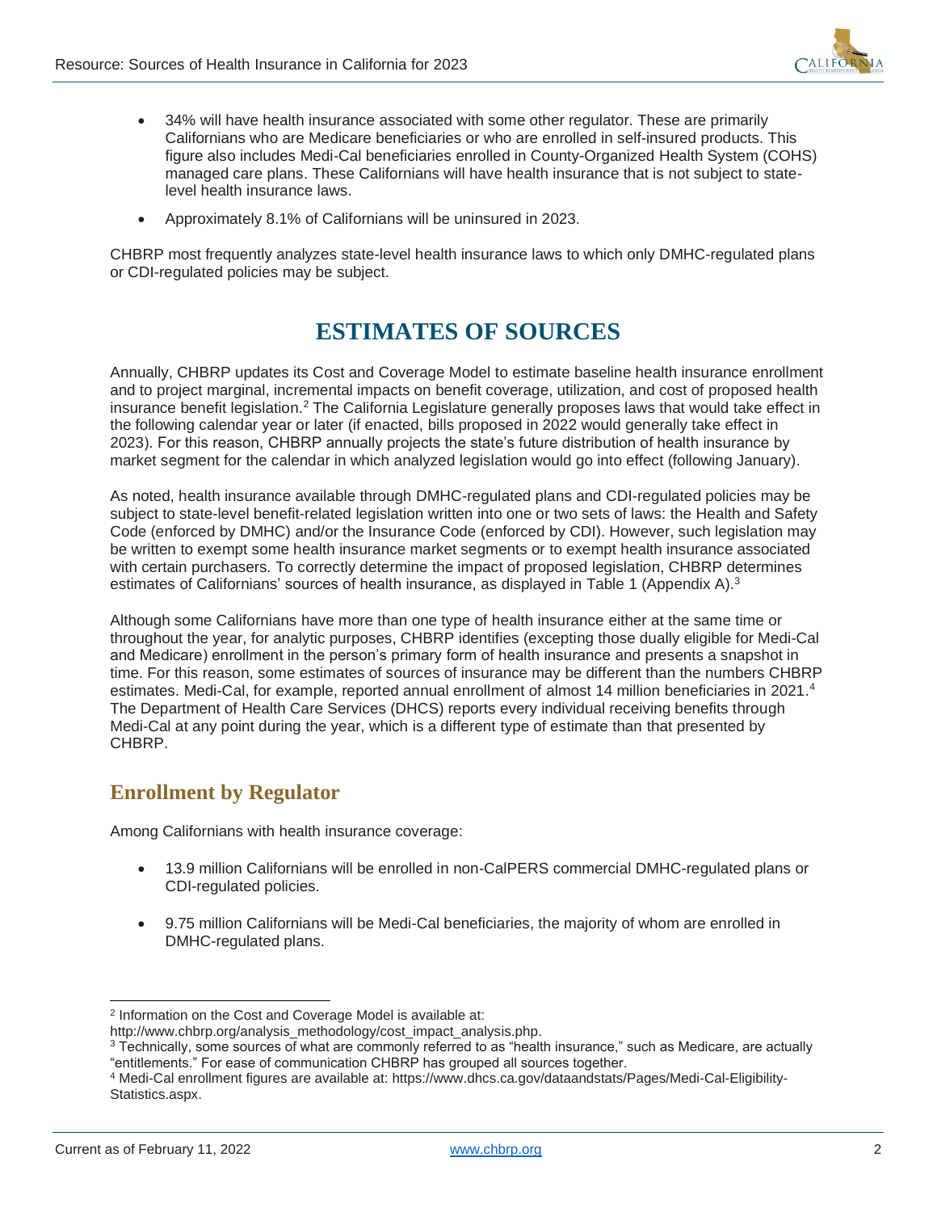- 34% will have health insurance associated with some other regulator. These are primarily Californians who are Medicare beneficiaries or who are enrolled in self-insured products. This figure also includes Medi-Cal beneficiaries enrolled in County-Organized Health System (COHS) managed care plans. These Californians will have health insurance that is not subject to state-level health insurance laws.
- Approximately 8.1% of Californians will be uninsured in 2023.

CHBRP most frequently analyzes state-level health insurance laws to which only DMHC-regulated plans or CDI-regulated policies may be subject.

# ESTIMATES OF SOURCES

Annually, CHBRP updates its Cost and Coverage Model to estimate baseline health insurance enrollment and to project marginal, incremental impacts on benefit coverage, utilization, and cost of proposed health insurance benefit legislation.[2] The California Legislature generally proposes laws that would take effect in the following calendar year or later (if enacted, bills proposed in 2022 would generally take effect in 2023). For this reason, CHBRP annually projects the state's future distribution of health insurance by market segment for the calendar in which analyzed legislation would go into effect (following January).

As noted, health insurance available through DMHC-regulated plans and CDI-regulated policies may be subject to state-level benefit-related legislation written into one or two sets of laws: the Health and Safety Code (enforced by DMHC) and/or the Insurance Code (enforced by CDI). However, such legislation may be written to exempt some health insurance market segments or to exempt health insurance associated with certain purchasers. To correctly determine the impact of proposed legislation, CHBRP determines estimates of Californians' sources of health insurance, as displayed in Table 1 (Appendix A).[3]

Although some Californians have more than one type of health insurance either at the same time or throughout the year, for analytic purposes, CHBRP identifies (excepting those dually eligible for Medi-Cal and Medicare) enrollment in the person's primary form of health insurance and presents a snapshot in time. For this reason, some estimates of sources of insurance may be different than the numbers CHBRP estimates. Medi-Cal, for example, reported annual enrollment of almost 14 million beneficiaries in 2021.[4] The Department of Health Care Services (DHCS) reports every individual receiving benefits through Medi-Cal at any point during the year, which is a different type of estimate than that presented by CHBRP.

## Enrollment by Regulator

Among Californians with health insurance coverage:

- 13.9 million Californians will be enrolled in non-CalPERS commercial DMHC-regulated plans or CDI-regulated policies.
- 9.75 million Californians will be Medi-Cal beneficiaries, the majority of whom are enrolled in DMHC-regulated plans.

---

[2] Information on the Cost and Coverage Model is available at: http://www.chbrp.org/analysis_methodology/cost_impact_analysis.php.

[3] Technically, some sources of what are commonly referred to as "health insurance," such as Medicare, are actually "entitlements." For ease of communication CHBRP has grouped all sources together.

[4] Medi-Cal enrollment figures are available at: https://www.dhcs.ca.gov/dataandstats/Pages/Medi-Cal-Eligibility-Statistics.aspx.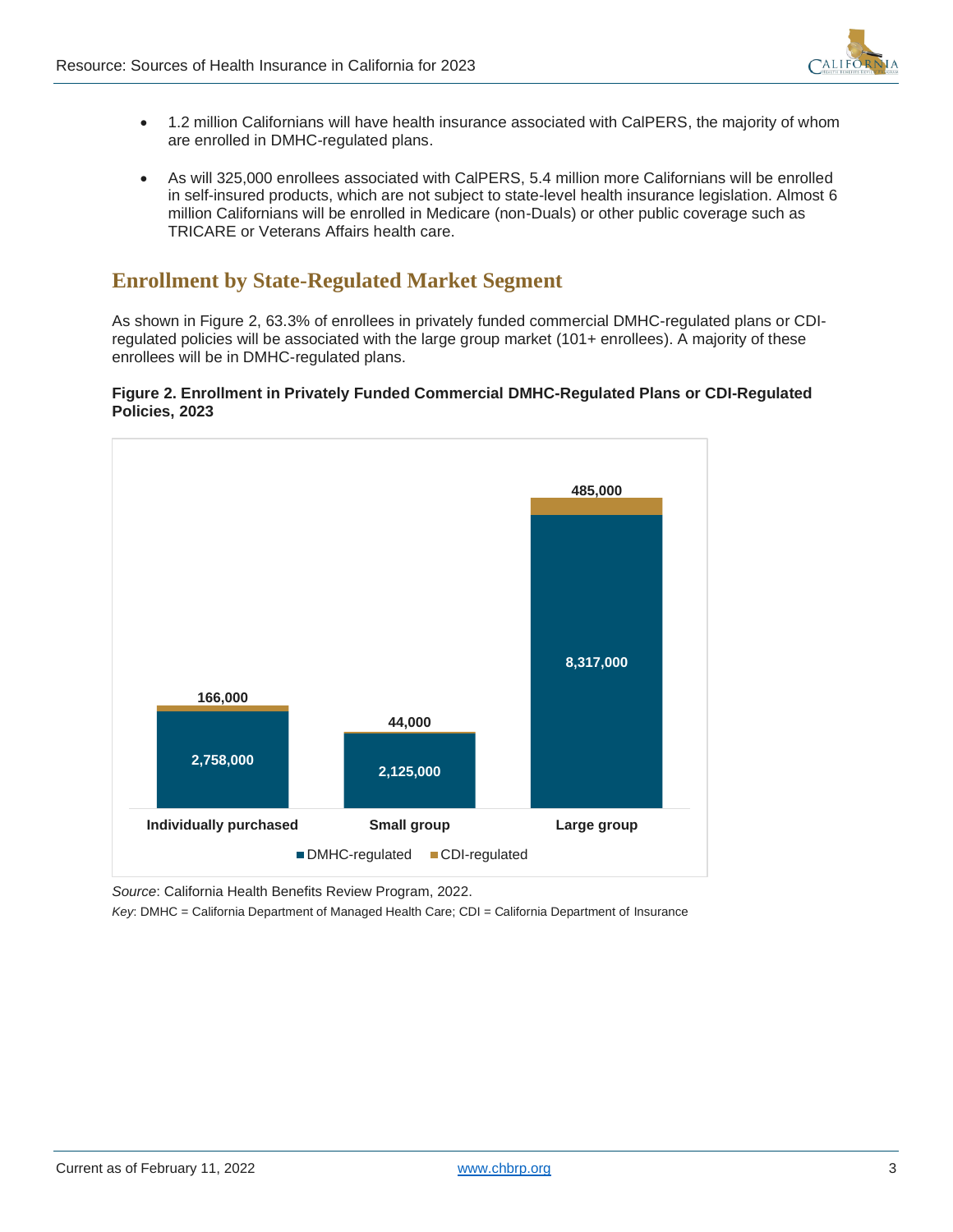- 1.2 million Californians will have health insurance associated with CalPERS, the majority of whom are enrolled in DMHC-regulated plans.
- As will 325,000 enrollees associated with CalPERS, 5.4 million more Californians will be enrolled in self-insured products, which are not subject to state-level health insurance legislation. Almost 6 million Californians will be enrolled in Medicare (non-Duals) or other public coverage such as TRICARE or Veterans Affairs health care.

## Enrollment by State-Regulated Market Segment

As shown in Figure 2, 63.3% of enrollees in privately funded commercial DMHC-regulated plans or CDI-regulated policies will be associated with the large group market (101+ enrollees). A majority of these enrollees will be in DMHC-regulated plans.

**Figure 2. Enrollment in Privately Funded Commercial DMHC-Regulated Plans or CDI-Regulated Policies, 2023**

| | DMHC-regulated | CDI-regulated |
|---|---|---|
| Individually purchased | 2,758,000 | 166,000 |
| Small group | 2,125,000 | 44,000 |
| Large group | 8,317,000 | 485,000 |

*Source*: California Health Benefits Review Program, 2022.

*Key*: DMHC = California Department of Managed Health Care; CDI = California Department of Insurance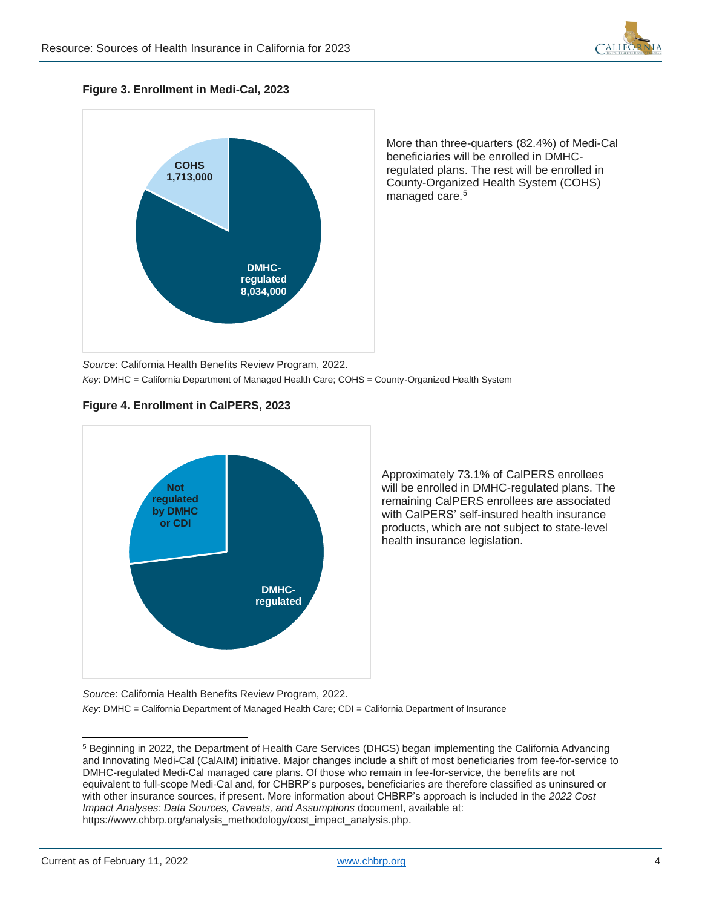**Figure 3. Enrollment in Medi-Cal, 2023**

COHS 1,713,000

DMHC-regulated 8,034,000

More than three-quarters (82.4%) of Medi-Cal beneficiaries will be enrolled in DMHC-regulated plans. The rest will be enrolled in County-Organized Health System (COHS) managed care.[5]

*Source*: California Health Benefits Review Program, 2022.

*Key*: DMHC = California Department of Managed Health Care; COHS = County-Organized Health System

**Figure 4. Enrollment in CalPERS, 2023**

Not regulated by DMHC or CDI

DMHC-regulated

Approximately 73.1% of CalPERS enrollees will be enrolled in DMHC-regulated plans. The remaining CalPERS enrollees are associated with CalPERS' self-insured health insurance products, which are not subject to state-level health insurance legislation.

*Source*: California Health Benefits Review Program, 2022.

*Key*: DMHC = California Department of Managed Health Care; CDI = California Department of Insurance

---

[5] Beginning in 2022, the Department of Health Care Services (DHCS) began implementing the California Advancing and Innovating Medi-Cal (CalAIM) initiative. Major changes include a shift of most beneficiaries from fee-for-service to DMHC-regulated Medi-Cal managed care plans. Of those who remain in fee-for-service, the benefits are not equivalent to full-scope Medi-Cal and, for CHBRP's purposes, beneficiaries are therefore classified as uninsured or with other insurance sources, if present. More information about CHBRP's approach is included in the *2022 Cost Impact Analyses: Data Sources, Caveats, and Assumptions* document, available at: https://www.chbrp.org/analysis_methodology/cost_impact_analysis.php.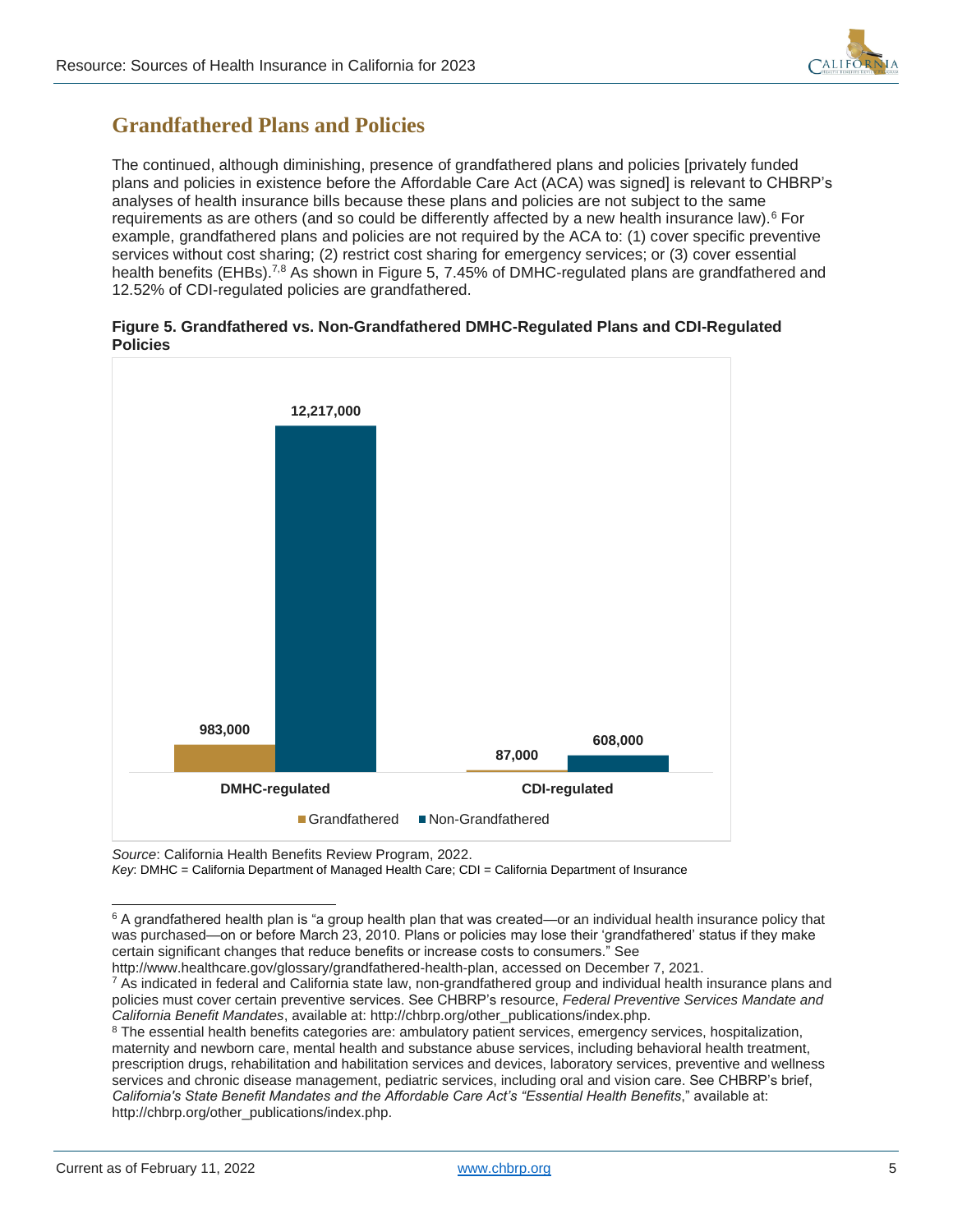## Grandfathered Plans and Policies

The continued, although diminishing, presence of grandfathered plans and policies [privately funded plans and policies in existence before the Affordable Care Act (ACA) was signed] is relevant to CHBRP's analyses of health insurance bills because these plans and policies are not subject to the same requirements as are others (and so could be differently affected by a new health insurance law).[6] For example, grandfathered plans and policies are not required by the ACA to: (1) cover specific preventive services without cost sharing; (2) restrict cost sharing for emergency services; or (3) cover essential health benefits (EHBs).[7,8] As shown in Figure 5, 7.45% of DMHC-regulated plans are grandfathered and 12.52% of CDI-regulated policies are grandfathered.

**Figure 5. Grandfathered vs. Non-Grandfathered DMHC-Regulated Plans and CDI-Regulated Policies**

| | Grandfathered | Non-Grandfathered |
|---|---|---|
| DMHC-regulated | 983,000 | 12,217,000 |
| CDI-regulated | 87,000 | 608,000 |

*Source*: California Health Benefits Review Program, 2022.
*Key*: DMHC = California Department of Managed Health Care; CDI = California Department of Insurance

---

[6] A grandfathered health plan is "a group health plan that was created—or an individual health insurance policy that was purchased—on or before March 23, 2010. Plans or policies may lose their 'grandfathered' status if they make certain significant changes that reduce benefits or increase costs to consumers." See http://www.healthcare.gov/glossary/grandfathered-health-plan, accessed on December 7, 2021.

[7] As indicated in federal and California state law, non-grandfathered group and individual health insurance plans and policies must cover certain preventive services. See CHBRP's resource, *Federal Preventive Services Mandate and California Benefit Mandates*, available at: http://chbrp.org/other_publications/index.php.

[8] The essential health benefits categories are: ambulatory patient services, emergency services, hospitalization, maternity and newborn care, mental health and substance abuse services, including behavioral health treatment, prescription drugs, rehabilitation and habilitation services and devices, laboratory services, preventive and wellness services and chronic disease management, pediatric services, including oral and vision care. See CHBRP's brief, *California's State Benefit Mandates and the Affordable Care Act's "Essential Health Benefits*," available at: http://chbrp.org/other_publications/index.php.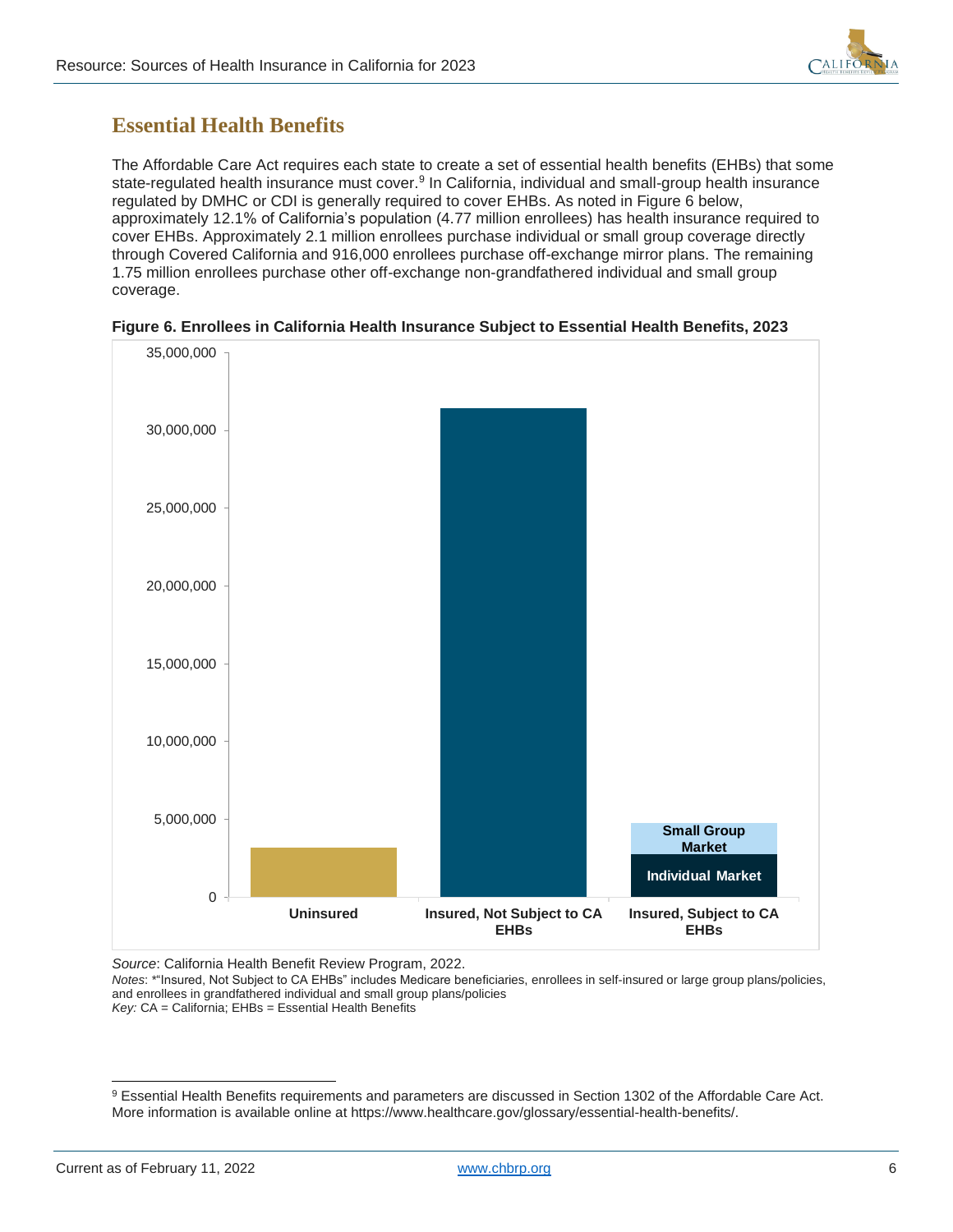## Essential Health Benefits

The Affordable Care Act requires each state to create a set of essential health benefits (EHBs) that some state-regulated health insurance must cover.[9] In California, individual and small-group health insurance regulated by DMHC or CDI is generally required to cover EHBs. As noted in Figure 6 below, approximately 12.1% of California's population (4.77 million enrollees) has health insurance required to cover EHBs. Approximately 2.1 million enrollees purchase individual or small group coverage directly through Covered California and 916,000 enrollees purchase off-exchange mirror plans. The remaining 1.75 million enrollees purchase other off-exchange non-grandfathered individual and small group coverage.

**Figure 6. Enrollees in California Health Insurance Subject to Essential Health Benefits, 2023**

*Source*: California Health Benefit Review Program, 2022.
*Notes*: *"Insured, Not Subject to CA EHBs" includes Medicare beneficiaries, enrollees in self-insured or large group plans/policies, and enrollees in grandfathered individual and small group plans/policies
*Key:* CA = California; EHBs = Essential Health Benefits

[9] Essential Health Benefits requirements and parameters are discussed in Section 1302 of the Affordable Care Act. More information is available online at https://www.healthcare.gov/glossary/essential-health-benefits/.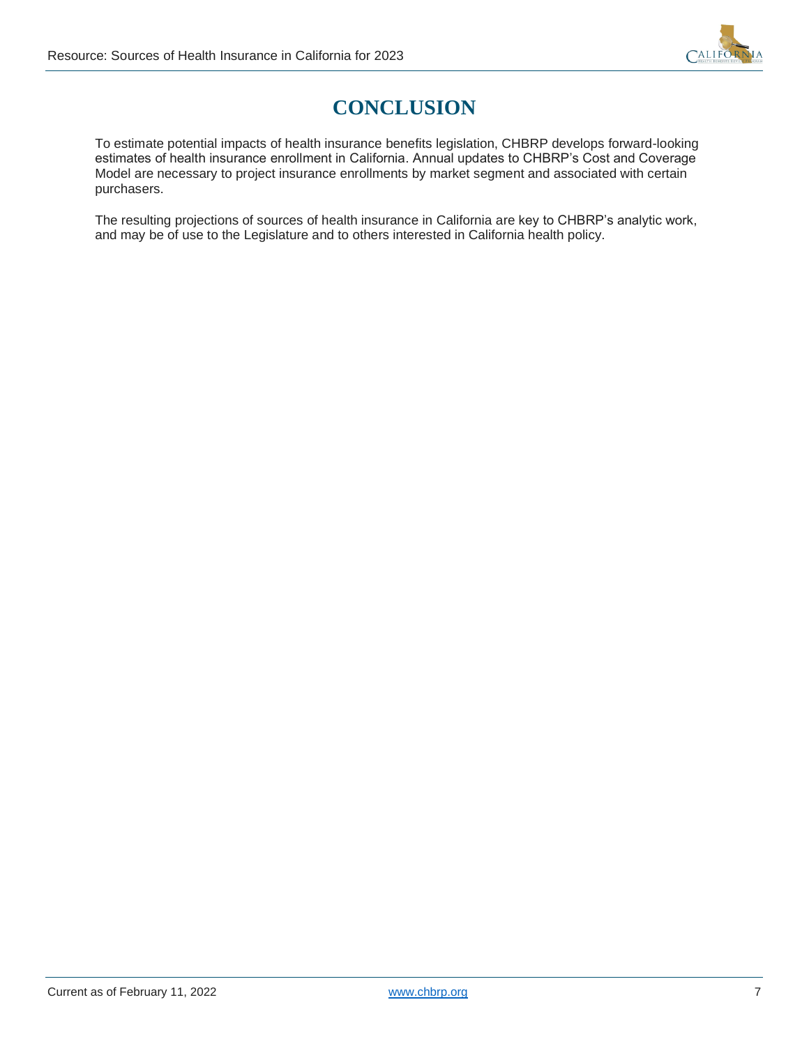# CONCLUSION

To estimate potential impacts of health insurance benefits legislation, CHBRP develops forward-looking estimates of health insurance enrollment in California. Annual updates to CHBRP's Cost and Coverage Model are necessary to project insurance enrollments by market segment and associated with certain purchasers.

The resulting projections of sources of health insurance in California are key to CHBRP's analytic work, and may be of use to the Legislature and to others interested in California health policy.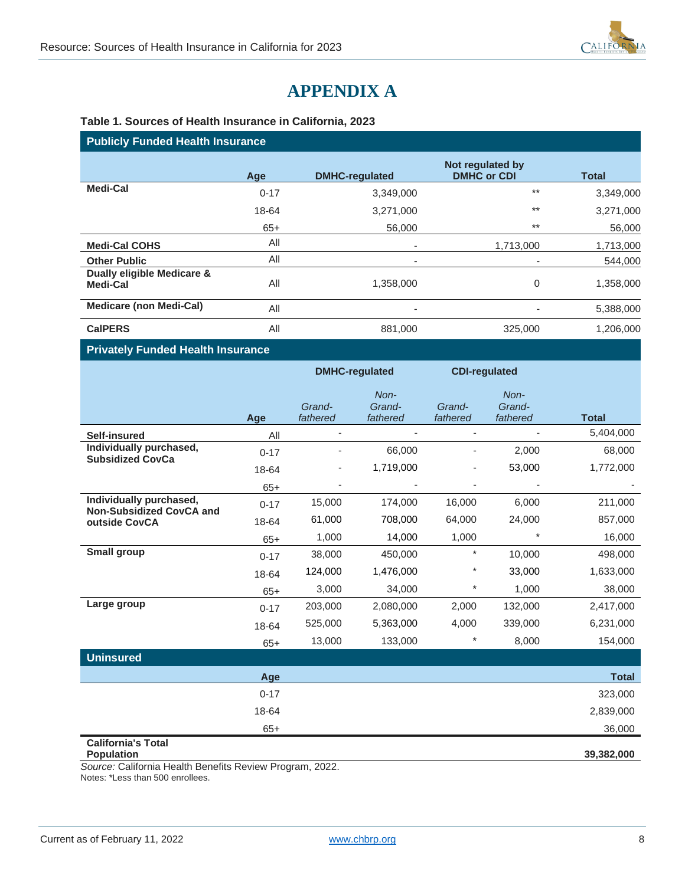# APPENDIX A

**Table 1. Sources of Health Insurance in California, 2023**

| **Publicly Funded Health Insurance** | | | | | | |
|---|---|---|---|---|---|---|
| | **Age** | **DMHC-regulated** | | **Not regulated by DMHC or CDI** | | **Total** |
| **Medi-Cal** | 0-17 | 3,349,000 | | ** | | 3,349,000 |
| | 18-64 | 3,271,000 | | ** | | 3,271,000 |
| | 65+ | 56,000 | | ** | | 56,000 |
| **Medi-Cal COHS** | All | - | | 1,713,000 | | 1,713,000 |
| **Other Public** | All | - | | - | | 544,000 |
| **Dually eligible Medicare & Medi-Cal** | All | 1,358,000 | | 0 | | 1,358,000 |
| **Medicare (non Medi-Cal)** | All | - | | - | | 5,388,000 |
| **CalPERS** | All | 881,000 | | 325,000 | | 1,206,000 |
| **Privately Funded Health Insurance** | | | | | | |
| | | **DMHC-regulated** | | **CDI-regulated** | | |
| | **Age** | *Grand-fathered* | *Non-Grand-fathered* | *Grand-fathered* | *Non-Grand-fathered* | **Total** |
| **Self-insured** | All | - | - | - | - | 5,404,000 |
| **Individually purchased, Subsidized CovCa** | 0-17 | - | 66,000 | - | 2,000 | 68,000 |
| | 18-64 | - | 1,719,000 | - | 53,000 | 1,772,000 |
| | 65+ | - | - | - | - | - |
| **Individually purchased, Non-Subsidized CovCA and outside CovCA** | 0-17 | 15,000 | 174,000 | 16,000 | 6,000 | 211,000 |
| | 18-64 | 61,000 | 708,000 | 64,000 | 24,000 | 857,000 |
| | 65+ | 1,000 | 14,000 | 1,000 | * | 16,000 |
| **Small group** | 0-17 | 38,000 | 450,000 | * | 10,000 | 498,000 |
| | 18-64 | 124,000 | 1,476,000 | * | 33,000 | 1,633,000 |
| | 65+ | 3,000 | 34,000 | * | 1,000 | 38,000 |
| **Large group** | 0-17 | 203,000 | 2,080,000 | 2,000 | 132,000 | 2,417,000 |
| | 18-64 | 525,000 | 5,363,000 | 4,000 | 339,000 | 6,231,000 |
| | 65+ | 13,000 | 133,000 | * | 8,000 | 154,000 |
| **Uninsured** | | | | | | |
| | **Age** | | | | | **Total** |
| | 0-17 | | | | | 323,000 |
| | 18-64 | | | | | 2,839,000 |
| | 65+ | | | | | 36,000 |
| **California's Total Population** | | | | | | **39,382,000** |

*Source:* California Health Benefits Review Program, 2022.
Notes: *Less than 500 enrollees.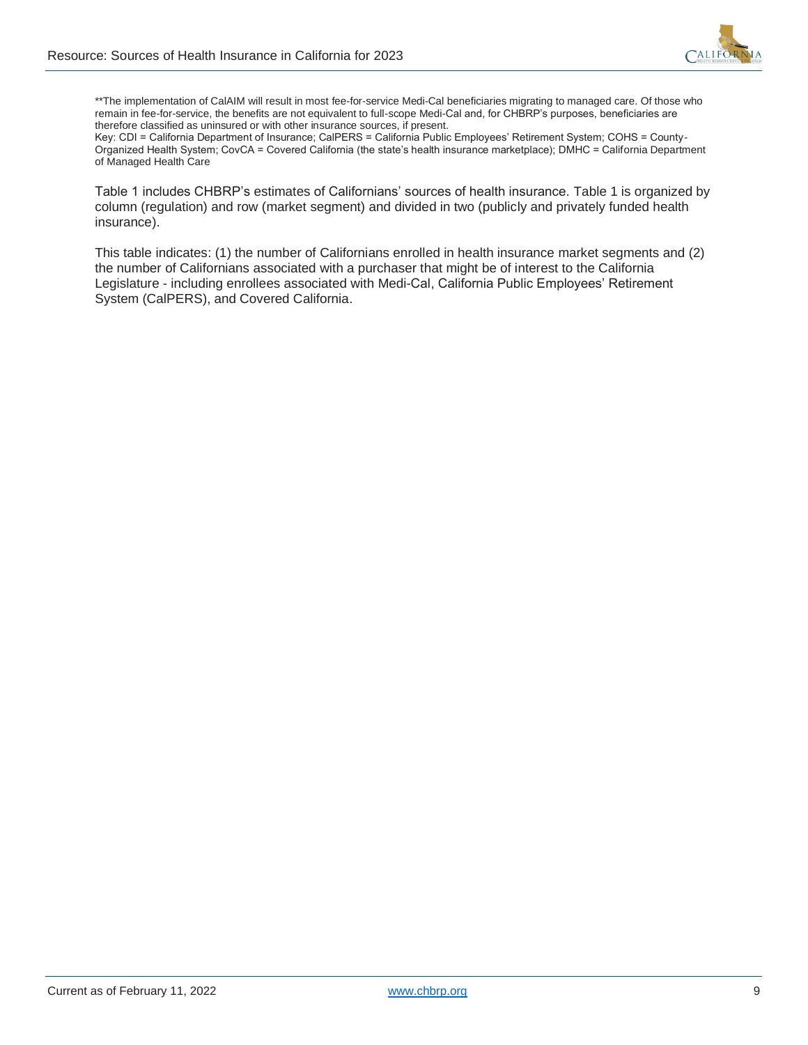**The implementation of CalAIM will result in most fee-for-service Medi-Cal beneficiaries migrating to managed care. Of those who remain in fee-for-service, the benefits are not equivalent to full-scope Medi-Cal and, for CHBRP's purposes, beneficiaries are therefore classified as uninsured or with other insurance sources, if present.

Key: CDI = California Department of Insurance; CalPERS = California Public Employees' Retirement System; COHS = County-Organized Health System; CovCA = Covered California (the state's health insurance marketplace); DMHC = California Department of Managed Health Care

Table 1 includes CHBRP's estimates of Californians' sources of health insurance. Table 1 is organized by column (regulation) and row (market segment) and divided in two (publicly and privately funded health insurance).

This table indicates: (1) the number of Californians enrolled in health insurance market segments and (2) the number of Californians associated with a purchaser that might be of interest to the California Legislature - including enrollees associated with Medi-Cal, California Public Employees' Retirement System (CalPERS), and Covered California.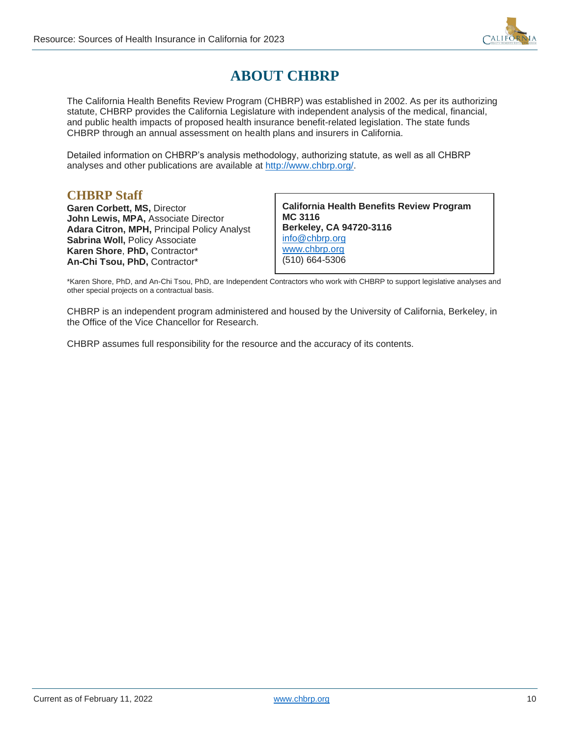# ABOUT CHBRP

The California Health Benefits Review Program (CHBRP) was established in 2002. As per its authorizing statute, CHBRP provides the California Legislature with independent analysis of the medical, financial, and public health impacts of proposed health insurance benefit-related legislation. The state funds CHBRP through an annual assessment on health plans and insurers in California.

Detailed information on CHBRP's analysis methodology, authorizing statute, as well as all CHBRP analyses and other publications are available at http://www.chbrp.org/.

## CHBRP Staff

**Garen Corbett, MS,** Director
**John Lewis, MPA,** Associate Director
**Adara Citron, MPH,** Principal Policy Analyst
**Sabrina Woll,** Policy Associate
**Karen Shore**, **PhD,** Contractor*
**An-Chi Tsou, PhD,** Contractor*

**California Health Benefits Review Program**
**MC 3116**
**Berkeley, CA 94720-3116**
info@chbrp.org
www.chbrp.org
(510) 664-5306

*Karen Shore, PhD, and An-Chi Tsou, PhD, are Independent Contractors who work with CHBRP to support legislative analyses and other special projects on a contractual basis.

CHBRP is an independent program administered and housed by the University of California, Berkeley, in the Office of the Vice Chancellor for Research.

CHBRP assumes full responsibility for the resource and the accuracy of its contents.